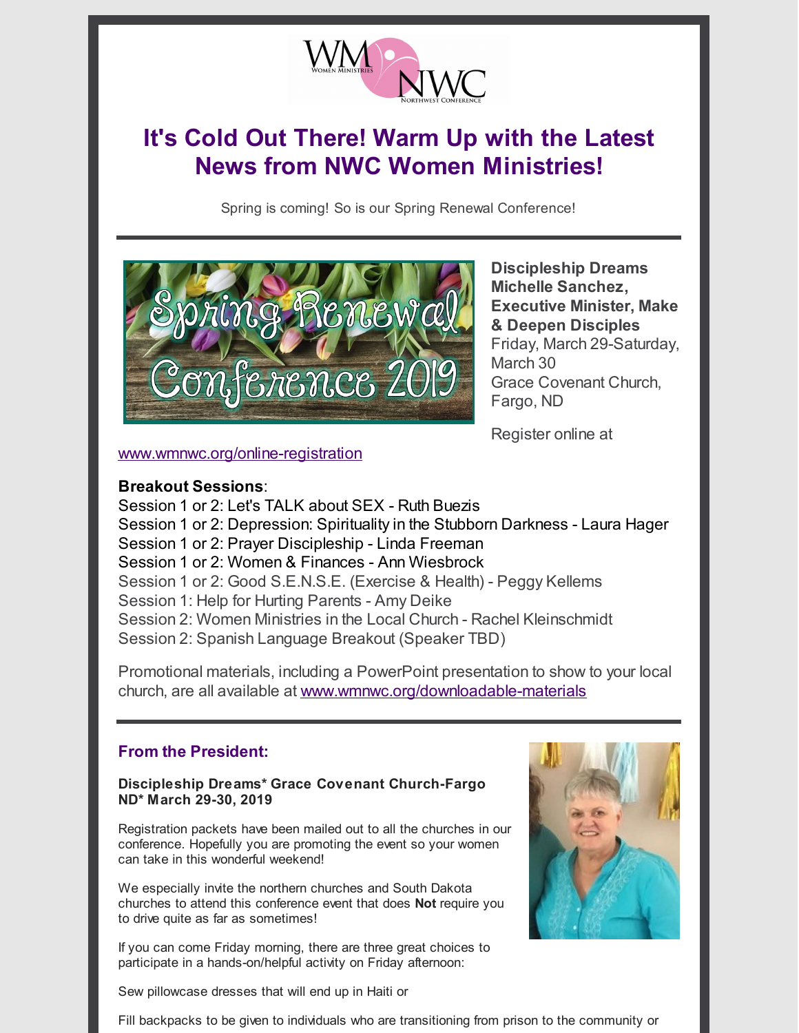# It's Cold Out There! Warm Up with the Latest News from NWC Women Ministries!

Spring is coming! So is our Spring Renewal Conference!

---

**Discipleship Dreams**
**Michelle Sanchez, Executive Minister, Make & Deepen Disciples**
Friday, March 29-Saturday, March 30
Grace Covenant Church, Fargo, ND

Register online at www.wmnwc.org/online-registration

**Breakout Sessions**:
Session 1 or 2: Let's TALK about SEX - Ruth Buezis
Session 1 or 2: Depression: Spirituality in the Stubborn Darkness - Laura Hager
Session 1 or 2: Prayer Discipleship - Linda Freeman
Session 1 or 2: Women & Finances - Ann Wiesbrock
Session 1 or 2: Good S.E.N.S.E. (Exercise & Health) - Peggy Kellems
Session 1: Help for Hurting Parents - Amy Deike
Session 2: Women Ministries in the Local Church - Rachel Kleinschmidt
Session 2: Spanish Language Breakout (Speaker TBD)

Promotional materials, including a PowerPoint presentation to show to your local church, are all available at www.wmnwc.org/downloadable-materials

---

### From the President:

**Discipleship Dreams* Grace Covenant Church-Fargo ND* March 29-30, 2019**

Registration packets have been mailed out to all the churches in our conference. Hopefully you are promoting the event so your women can take in this wonderful weekend!

We especially invite the northern churches and South Dakota churches to attend this conference event that does **Not** require you to drive quite as far as sometimes!

If you can come Friday morning, there are three great choices to participate in a hands-on/helpful activity on Friday afternoon:

Sew pillowcase dresses that will end up in Haiti or

Fill backpacks to be given to individuals who are transitioning from prison to the community or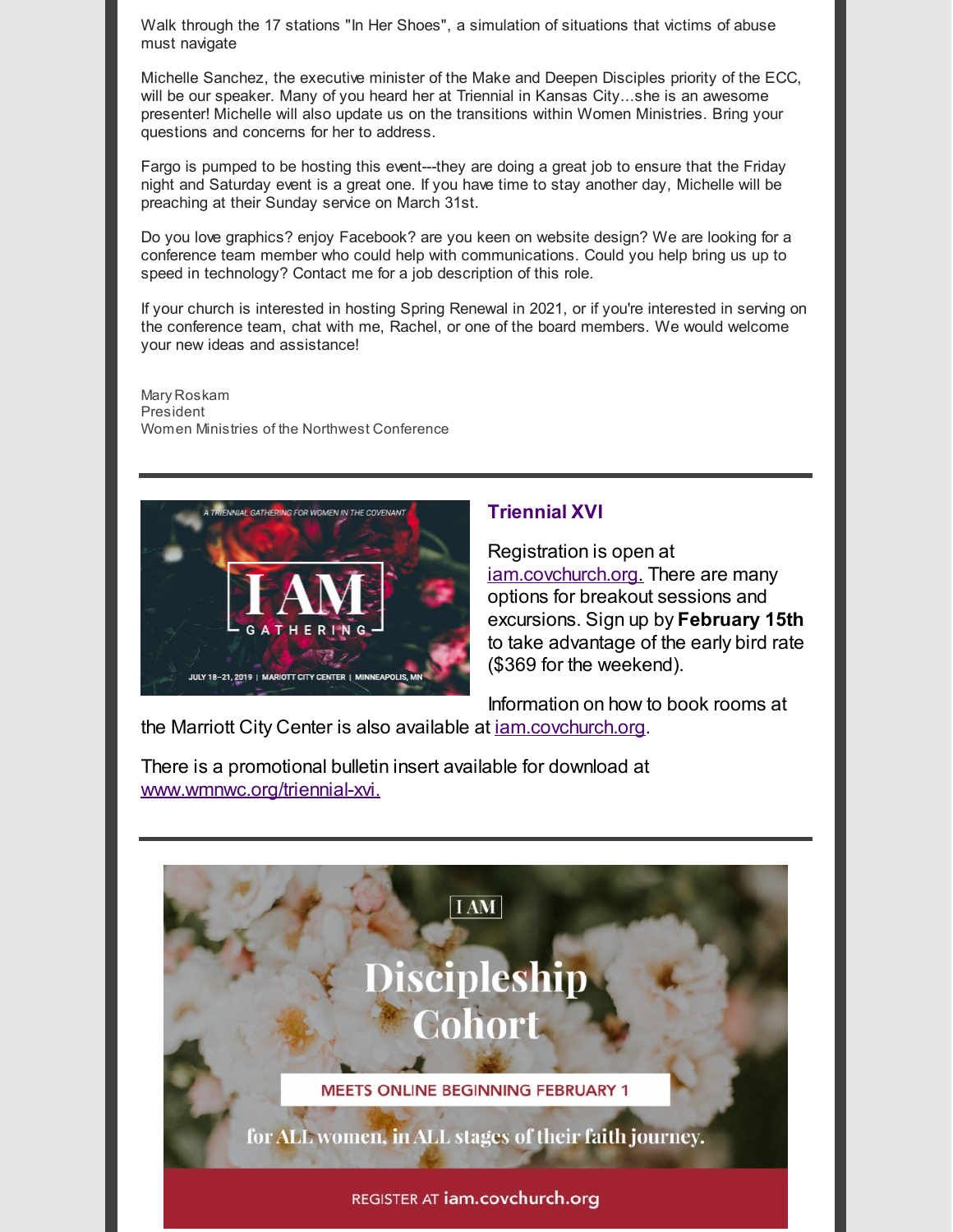Walk through the 17 stations "In Her Shoes", a simulation of situations that victims of abuse must navigate

Michelle Sanchez, the executive minister of the Make and Deepen Disciples priority of the ECC, will be our speaker. Many of you heard her at Triennial in Kansas City...she is an awesome presenter! Michelle will also update us on the transitions within Women Ministries. Bring your questions and concerns for her to address.

Fargo is pumped to be hosting this event---they are doing a great job to ensure that the Friday night and Saturday event is a great one. If you have time to stay another day, Michelle will be preaching at their Sunday service on March 31st.

Do you love graphics? enjoy Facebook? are you keen on website design? We are looking for a conference team member who could help with communications. Could you help bring us up to speed in technology? Contact me for a job description of this role.

If your church is interested in hosting Spring Renewal in 2021, or if you're interested in serving on the conference team, chat with me, Rachel, or one of the board members. We would welcome your new ideas and assistance!

Mary Roskam
President
Women Ministries of the Northwest Conference

---

### Triennial XVI

Registration is open at iam.covchurch.org. There are many options for breakout sessions and excursions. Sign up by **February 15th** to take advantage of the early bird rate ($369 for the weekend).

Information on how to book rooms at the Marriott City Center is also available at iam.covchurch.org.

There is a promotional bulletin insert available for download at www.wmnwc.org/triennial-xvi.

---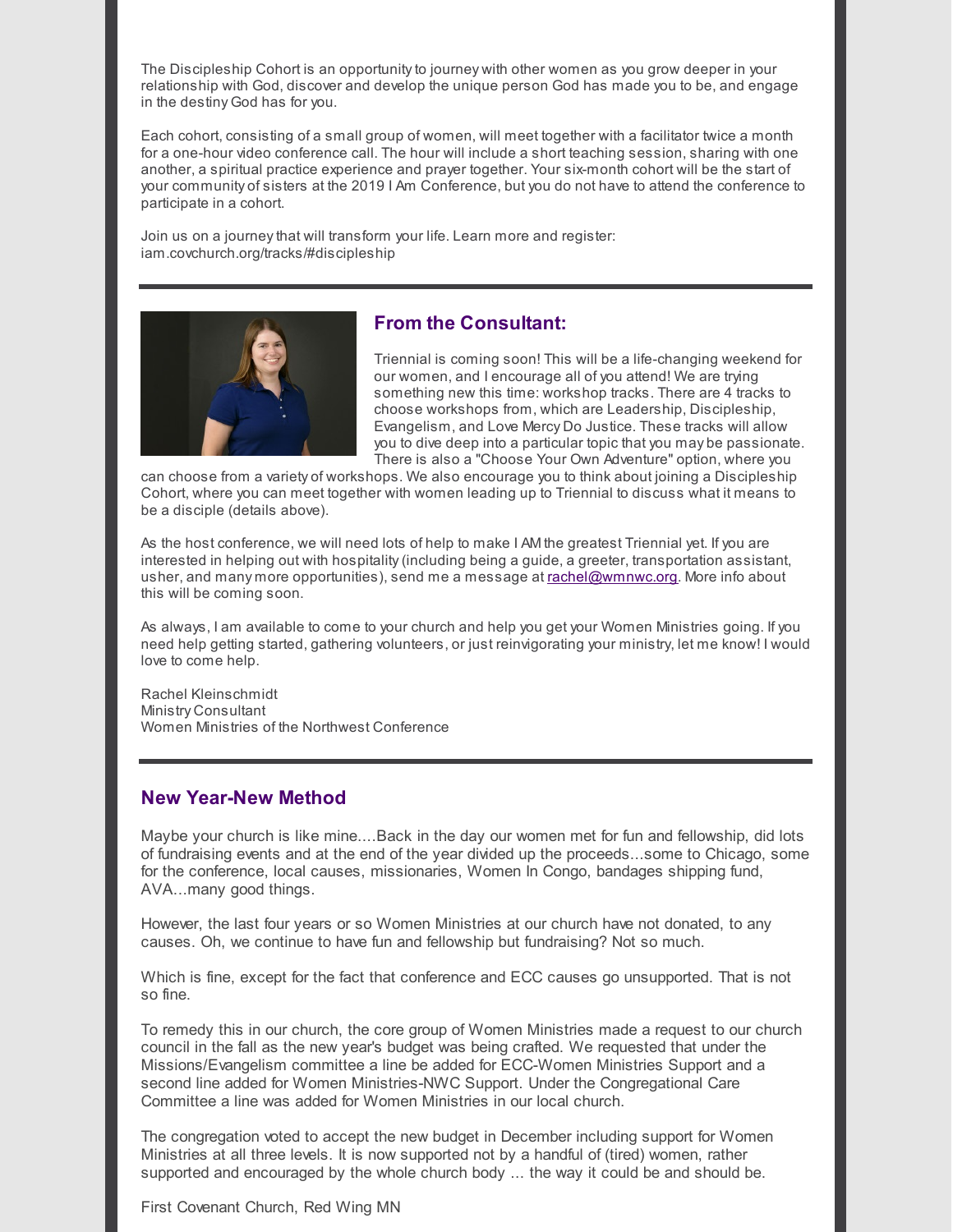The Discipleship Cohort is an opportunity to journey with other women as you grow deeper in your relationship with God, discover and develop the unique person God has made you to be, and engage in the destiny God has for you.

Each cohort, consisting of a small group of women, will meet together with a facilitator twice a month for a one-hour video conference call. The hour will include a short teaching session, sharing with one another, a spiritual practice experience and prayer together. Your six-month cohort will be the start of your community of sisters at the 2019 I Am Conference, but you do not have to attend the conference to participate in a cohort.

Join us on a journey that will transform your life. Learn more and register: iam.covchurch.org/tracks/#discipleship

---

## From the Consultant:

Triennial is coming soon! This will be a life-changing weekend for our women, and I encourage all of you attend! We are trying something new this time: workshop tracks. There are 4 tracks to choose workshops from, which are Leadership, Discipleship, Evangelism, and Love Mercy Do Justice. These tracks will allow you to dive deep into a particular topic that you may be passionate. There is also a "Choose Your Own Adventure" option, where you can choose from a variety of workshops. We also encourage you to think about joining a Discipleship Cohort, where you can meet together with women leading up to Triennial to discuss what it means to be a disciple (details above).

As the host conference, we will need lots of help to make I AM the greatest Triennial yet. If you are interested in helping out with hospitality (including being a guide, a greeter, transportation assistant, usher, and many more opportunities), send me a message at rachel@wmnwc.org. More info about this will be coming soon.

As always, I am available to come to your church and help you get your Women Ministries going. If you need help getting started, gathering volunteers, or just reinvigorating your ministry, let me know! I would love to come help.

Rachel Kleinschmidt
Ministry Consultant
Women Ministries of the Northwest Conference

---

## New Year-New Method

Maybe your church is like mine....Back in the day our women met for fun and fellowship, did lots of fundraising events and at the end of the year divided up the proceeds...some to Chicago, some for the conference, local causes, missionaries, Women In Congo, bandages shipping fund, AVA...many good things.

However, the last four years or so Women Ministries at our church have not donated, to any causes. Oh, we continue to have fun and fellowship but fundraising? Not so much.

Which is fine, except for the fact that conference and ECC causes go unsupported. That is not so fine.

To remedy this in our church, the core group of Women Ministries made a request to our church council in the fall as the new year's budget was being crafted. We requested that under the Missions/Evangelism committee a line be added for ECC-Women Ministries Support and a second line added for Women Ministries-NWC Support. Under the Congregational Care Committee a line was added for Women Ministries in our local church.

The congregation voted to accept the new budget in December including support for Women Ministries at all three levels. It is now supported not by a handful of (tired) women, rather supported and encouraged by the whole church body ... the way it could be and should be.

First Covenant Church, Red Wing MN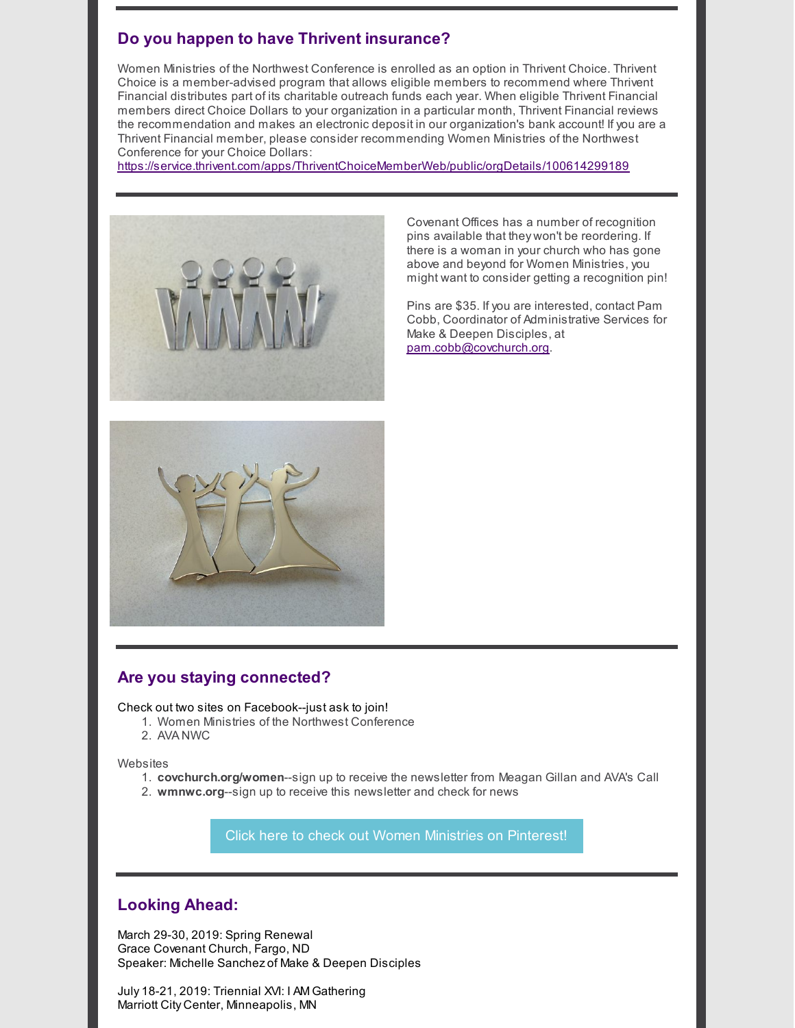## Do you happen to have Thrivent insurance?

Women Ministries of the Northwest Conference is enrolled as an option in Thrivent Choice. Thrivent Choice is a member-advised program that allows eligible members to recommend where Thrivent Financial distributes part of its charitable outreach funds each year. When eligible Thrivent Financial members direct Choice Dollars to your organization in a particular month, Thrivent Financial reviews the recommendation and makes an electronic deposit in our organization's bank account! If you are a Thrivent Financial member, please consider recommending Women Ministries of the Northwest Conference for your Choice Dollars:
https://service.thrivent.com/apps/ThriventChoiceMemberWeb/public/orgDetails/100614299189

---

Covenant Offices has a number of recognition pins available that they won't be reordering. If there is a woman in your church who has gone above and beyond for Women Ministries, you might want to consider getting a recognition pin!

Pins are $35. If you are interested, contact Pam Cobb, Coordinator of Administrative Services for Make & Deepen Disciples, at pam.cobb@covchurch.org.

---

## Are you staying connected?

Check out two sites on Facebook--just ask to join!

1. Women Ministries of the Northwest Conference
2. AVA NWC

Websites

1. **covchurch.org/women**--sign up to receive the newsletter from Meagan Gillan and AVA's Call
2. **wmnwc.org**--sign up to receive this newsletter and check for news

Click here to check out Women Ministries on Pinterest!

---

## Looking Ahead:

March 29-30, 2019: Spring Renewal
Grace Covenant Church, Fargo, ND
Speaker: Michelle Sanchez of Make & Deepen Disciples

July 18-21, 2019: Triennial XVI: I AM Gathering
Marriott City Center, Minneapolis, MN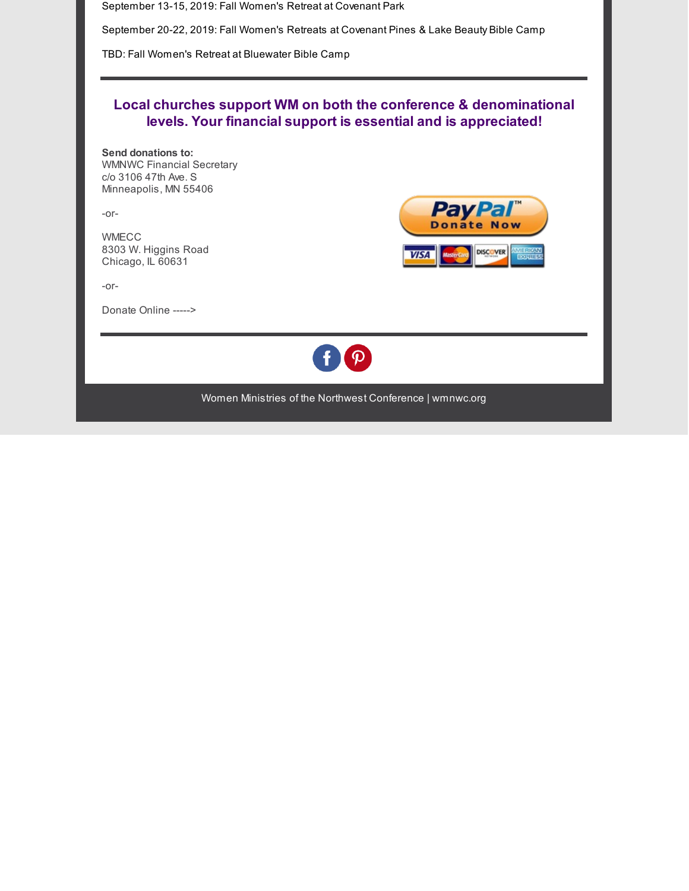September 13-15, 2019: Fall Women's Retreat at Covenant Park

September 20-22, 2019: Fall Women's Retreats at Covenant Pines & Lake Beauty Bible Camp

TBD: Fall Women's Retreat at Bluewater Bible Camp

---

## Local churches support WM on both the conference & denominational levels. Your financial support is essential and is appreciated!

**Send donations to:**
WMNWC Financial Secretary
c/o 3106 47th Ave. S
Minneapolis, MN 55406

-or-

WMECC
8303 W. Higgins Road
Chicago, IL 60631

-or-

Donate Online ----->

---

Women Ministries of the Northwest Conference | wmnwc.org